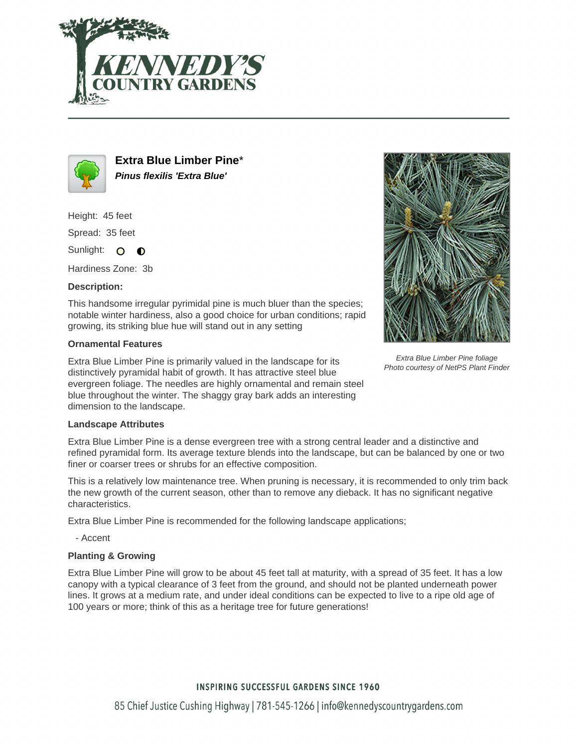# Extra Blue Limber Pine*

***Pinus flexilis 'Extra Blue'***

Height: 45 feet

Spread: 35 feet

Sunlight: ○ ◐

Hardiness Zone: 3b

**Description:**

This handsome irregular pyrimidal pine is much bluer than the species; notable winter hardiness, also a good choice for urban conditions; rapid growing, its striking blue hue will stand out in any setting

**Ornamental Features**

Extra Blue Limber Pine is primarily valued in the landscape for its distinctively pyramidal habit of growth. It has attractive steel blue evergreen foliage. The needles are highly ornamental and remain steel blue throughout the winter. The shaggy gray bark adds an interesting dimension to the landscape.

*Extra Blue Limber Pine foliage*
*Photo courtesy of NetPS Plant Finder*

**Landscape Attributes**

Extra Blue Limber Pine is a dense evergreen tree with a strong central leader and a distinctive and refined pyramidal form. Its average texture blends into the landscape, but can be balanced by one or two finer or coarser trees or shrubs for an effective composition.

This is a relatively low maintenance tree. When pruning is necessary, it is recommended to only trim back the new growth of the current season, other than to remove any dieback. It has no significant negative characteristics.

Extra Blue Limber Pine is recommended for the following landscape applications;

- Accent

**Planting & Growing**

Extra Blue Limber Pine will grow to be about 45 feet tall at maturity, with a spread of 35 feet. It has a low canopy with a typical clearance of 3 feet from the ground, and should not be planted underneath power lines. It grows at a medium rate, and under ideal conditions can be expected to live to a ripe old age of 100 years or more; think of this as a heritage tree for future generations!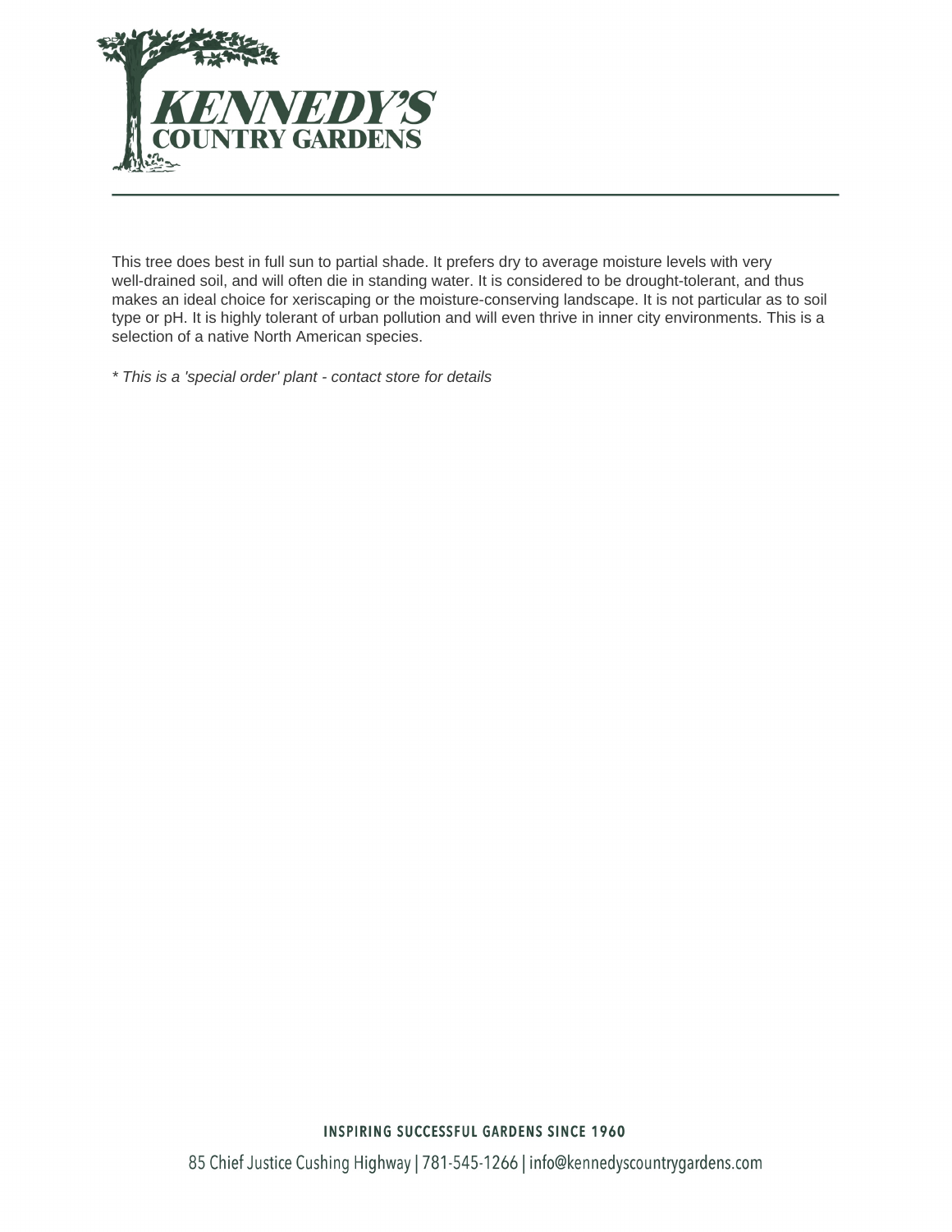This tree does best in full sun to partial shade. It prefers dry to average moisture levels with very well-drained soil, and will often die in standing water. It is considered to be drought-tolerant, and thus makes an ideal choice for xeriscaping or the moisture-conserving landscape. It is not particular as to soil type or pH. It is highly tolerant of urban pollution and will even thrive in inner city environments. This is a selection of a native North American species.

*\* This is a 'special order' plant - contact store for details*